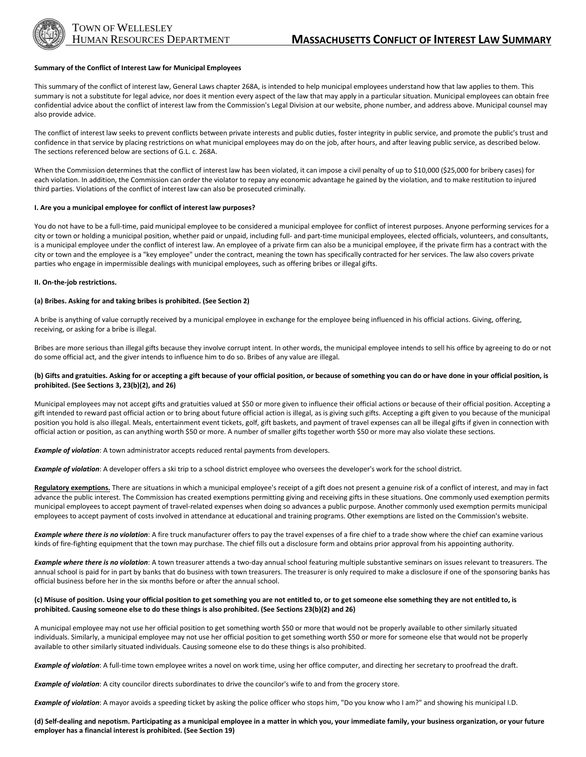# Town of Wellesley Human Resources Department

# Massachusetts Conflict of Interest Law Summary

**Summary of the Conflict of Interest Law for Municipal Employees**

This summary of the conflict of interest law, General Laws chapter 268A, is intended to help municipal employees understand how that law applies to them. This summary is not a substitute for legal advice, nor does it mention every aspect of the law that may apply in a particular situation. Municipal employees can obtain free confidential advice about the conflict of interest law from the Commission's Legal Division at our website, phone number, and address above. Municipal counsel may also provide advice.

The conflict of interest law seeks to prevent conflicts between private interests and public duties, foster integrity in public service, and promote the public's trust and confidence in that service by placing restrictions on what municipal employees may do on the job, after hours, and after leaving public service, as described below. The sections referenced below are sections of G.L. c. 268A.

When the Commission determines that the conflict of interest law has been violated, it can impose a civil penalty of up to $10,000 ($25,000 for bribery cases) for each violation. In addition, the Commission can order the violator to repay any economic advantage he gained by the violation, and to make restitution to injured third parties. Violations of the conflict of interest law can also be prosecuted criminally.

**I. Are you a municipal employee for conflict of interest law purposes?**

You do not have to be a full-time, paid municipal employee to be considered a municipal employee for conflict of interest purposes. Anyone performing services for a city or town or holding a municipal position, whether paid or unpaid, including full- and part-time municipal employees, elected officials, volunteers, and consultants, is a municipal employee under the conflict of interest law. An employee of a private firm can also be a municipal employee, if the private firm has a contract with the city or town and the employee is a "key employee" under the contract, meaning the town has specifically contracted for her services. The law also covers private parties who engage in impermissible dealings with municipal employees, such as offering bribes or illegal gifts.

**II. On-the-job restrictions.**

**(a) Bribes. Asking for and taking bribes is prohibited. (See Section 2)**

A bribe is anything of value corruptly received by a municipal employee in exchange for the employee being influenced in his official actions. Giving, offering, receiving, or asking for a bribe is illegal.

Bribes are more serious than illegal gifts because they involve corrupt intent. In other words, the municipal employee intends to sell his office by agreeing to do or not do some official act, and the giver intends to influence him to do so. Bribes of any value are illegal.

**(b) Gifts and gratuities. Asking for or accepting a gift because of your official position, or because of something you can do or have done in your official position, is prohibited. (See Sections 3, 23(b)(2), and 26)**

Municipal employees may not accept gifts and gratuities valued at $50 or more given to influence their official actions or because of their official position. Accepting a gift intended to reward past official action or to bring about future official action is illegal, as is giving such gifts. Accepting a gift given to you because of the municipal position you hold is also illegal. Meals, entertainment event tickets, golf, gift baskets, and payment of travel expenses can all be illegal gifts if given in connection with official action or position, as can anything worth $50 or more. A number of smaller gifts together worth $50 or more may also violate these sections.

***Example of violation***: A town administrator accepts reduced rental payments from developers.

***Example of violation***: A developer offers a ski trip to a school district employee who oversees the developer's work for the school district.

**Regulatory exemptions.** There are situations in which a municipal employee's receipt of a gift does not present a genuine risk of a conflict of interest, and may in fact advance the public interest. The Commission has created exemptions permitting giving and receiving gifts in these situations. One commonly used exemption permits municipal employees to accept payment of travel-related expenses when doing so advances a public purpose. Another commonly used exemption permits municipal employees to accept payment of costs involved in attendance at educational and training programs. Other exemptions are listed on the Commission's website.

***Example where there is no violation***: A fire truck manufacturer offers to pay the travel expenses of a fire chief to a trade show where the chief can examine various kinds of fire-fighting equipment that the town may purchase. The chief fills out a disclosure form and obtains prior approval from his appointing authority.

***Example where there is no violation***: A town treasurer attends a two-day annual school featuring multiple substantive seminars on issues relevant to treasurers. The annual school is paid for in part by banks that do business with town treasurers. The treasurer is only required to make a disclosure if one of the sponsoring banks has official business before her in the six months before or after the annual school.

**(c) Misuse of position. Using your official position to get something you are not entitled to, or to get someone else something they are not entitled to, is prohibited. Causing someone else to do these things is also prohibited. (See Sections 23(b)(2) and 26)**

A municipal employee may not use her official position to get something worth $50 or more that would not be properly available to other similarly situated individuals. Similarly, a municipal employee may not use her official position to get something worth $50 or more for someone else that would not be properly available to other similarly situated individuals. Causing someone else to do these things is also prohibited.

***Example of violation***: A full-time town employee writes a novel on work time, using her office computer, and directing her secretary to proofread the draft.

***Example of violation***: A city councilor directs subordinates to drive the councilor's wife to and from the grocery store.

***Example of violation***: A mayor avoids a speeding ticket by asking the police officer who stops him, "Do you know who I am?" and showing his municipal I.D.

**(d) Self-dealing and nepotism. Participating as a municipal employee in a matter in which you, your immediate family, your business organization, or your future employer has a financial interest is prohibited. (See Section 19)**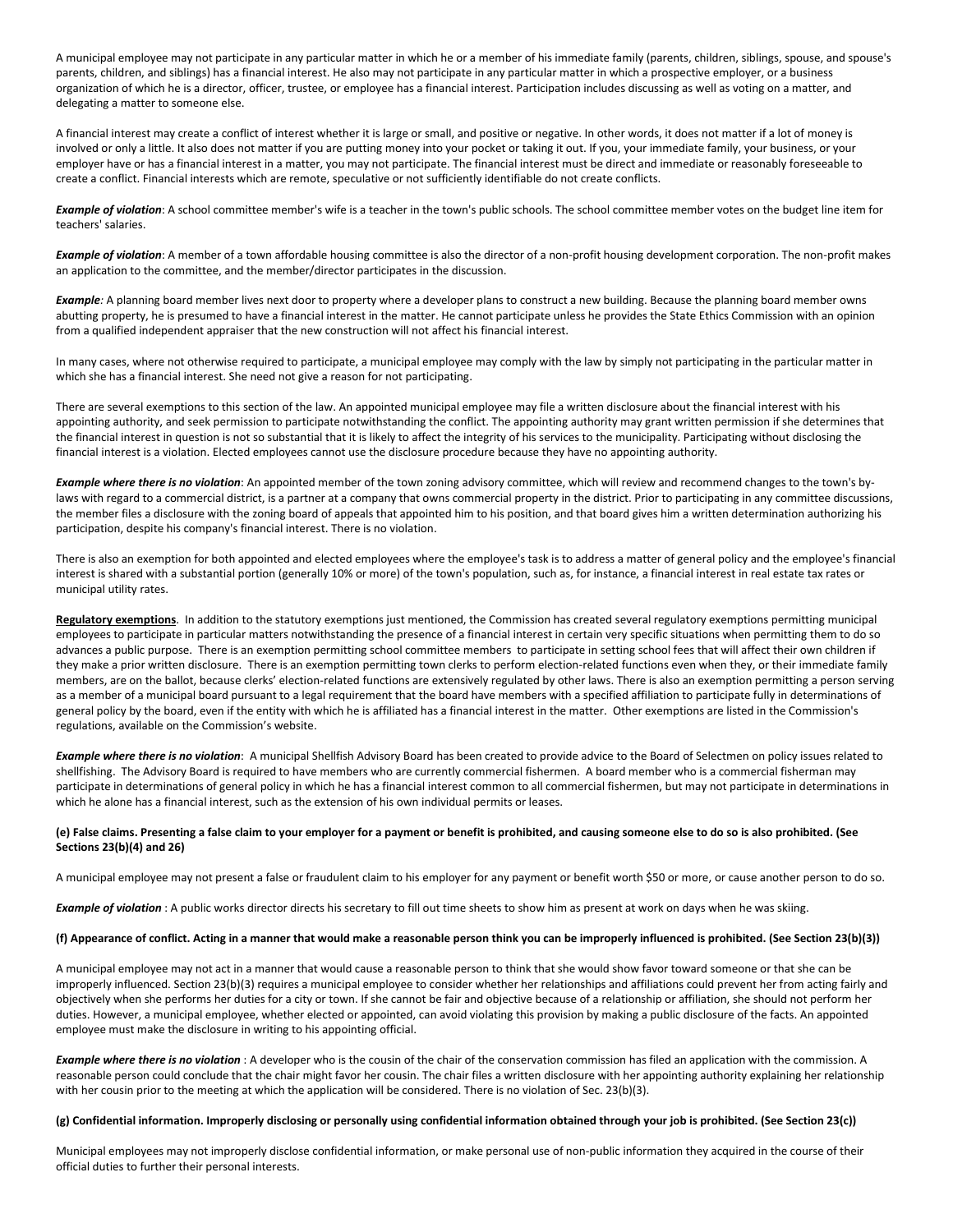A municipal employee may not participate in any particular matter in which he or a member of his immediate family (parents, children, siblings, spouse, and spouse's parents, children, and siblings) has a financial interest. He also may not participate in any particular matter in which a prospective employer, or a business organization of which he is a director, officer, trustee, or employee has a financial interest. Participation includes discussing as well as voting on a matter, and delegating a matter to someone else.

A financial interest may create a conflict of interest whether it is large or small, and positive or negative. In other words, it does not matter if a lot of money is involved or only a little. It also does not matter if you are putting money into your pocket or taking it out. If you, your immediate family, your business, or your employer have or has a financial interest in a matter, you may not participate. The financial interest must be direct and immediate or reasonably foreseeable to create a conflict. Financial interests which are remote, speculative or not sufficiently identifiable do not create conflicts.

***Example of violation***: A school committee member's wife is a teacher in the town's public schools. The school committee member votes on the budget line item for teachers' salaries.

***Example of violation***: A member of a town affordable housing committee is also the director of a non-profit housing development corporation. The non-profit makes an application to the committee, and the member/director participates in the discussion.

***Example:*** A planning board member lives next door to property where a developer plans to construct a new building. Because the planning board member owns abutting property, he is presumed to have a financial interest in the matter. He cannot participate unless he provides the State Ethics Commission with an opinion from a qualified independent appraiser that the new construction will not affect his financial interest.

In many cases, where not otherwise required to participate, a municipal employee may comply with the law by simply not participating in the particular matter in which she has a financial interest. She need not give a reason for not participating.

There are several exemptions to this section of the law. An appointed municipal employee may file a written disclosure about the financial interest with his appointing authority, and seek permission to participate notwithstanding the conflict. The appointing authority may grant written permission if she determines that the financial interest in question is not so substantial that it is likely to affect the integrity of his services to the municipality. Participating without disclosing the financial interest is a violation. Elected employees cannot use the disclosure procedure because they have no appointing authority.

***Example where there is no violation***: An appointed member of the town zoning advisory committee, which will review and recommend changes to the town's by-laws with regard to a commercial district, is a partner at a company that owns commercial property in the district. Prior to participating in any committee discussions, the member files a disclosure with the zoning board of appeals that appointed him to his position, and that board gives him a written determination authorizing his participation, despite his company's financial interest. There is no violation.

There is also an exemption for both appointed and elected employees where the employee's task is to address a matter of general policy and the employee's financial interest is shared with a substantial portion (generally 10% or more) of the town's population, such as, for instance, a financial interest in real estate tax rates or municipal utility rates.

**Regulatory exemptions**. In addition to the statutory exemptions just mentioned, the Commission has created several regulatory exemptions permitting municipal employees to participate in particular matters notwithstanding the presence of a financial interest in certain very specific situations when permitting them to do so advances a public purpose. There is an exemption permitting school committee members to participate in setting school fees that will affect their own children if they make a prior written disclosure. There is an exemption permitting town clerks to perform election-related functions even when they, or their immediate family members, are on the ballot, because clerks' election-related functions are extensively regulated by other laws. There is also an exemption permitting a person serving as a member of a municipal board pursuant to a legal requirement that the board have members with a specified affiliation to participate fully in determinations of general policy by the board, even if the entity with which he is affiliated has a financial interest in the matter. Other exemptions are listed in the Commission's regulations, available on the Commission's website.

***Example where there is no violation***: A municipal Shellfish Advisory Board has been created to provide advice to the Board of Selectmen on policy issues related to shellfishing. The Advisory Board is required to have members who are currently commercial fishermen. A board member who is a commercial fisherman may participate in determinations of general policy in which he has a financial interest common to all commercial fishermen, but may not participate in determinations in which he alone has a financial interest, such as the extension of his own individual permits or leases.

**(e) False claims. Presenting a false claim to your employer for a payment or benefit is prohibited, and causing someone else to do so is also prohibited. (See Sections 23(b)(4) and 26)**

A municipal employee may not present a false or fraudulent claim to his employer for any payment or benefit worth $50 or more, or cause another person to do so.

***Example of violation*** : A public works director directs his secretary to fill out time sheets to show him as present at work on days when he was skiing.

**(f) Appearance of conflict. Acting in a manner that would make a reasonable person think you can be improperly influenced is prohibited. (See Section 23(b)(3))**

A municipal employee may not act in a manner that would cause a reasonable person to think that she would show favor toward someone or that she can be improperly influenced. Section 23(b)(3) requires a municipal employee to consider whether her relationships and affiliations could prevent her from acting fairly and objectively when she performs her duties for a city or town. If she cannot be fair and objective because of a relationship or affiliation, she should not perform her duties. However, a municipal employee, whether elected or appointed, can avoid violating this provision by making a public disclosure of the facts. An appointed employee must make the disclosure in writing to his appointing official.

***Example where there is no violation*** : A developer who is the cousin of the chair of the conservation commission has filed an application with the commission. A reasonable person could conclude that the chair might favor her cousin. The chair files a written disclosure with her appointing authority explaining her relationship with her cousin prior to the meeting at which the application will be considered. There is no violation of Sec. 23(b)(3).

**(g) Confidential information. Improperly disclosing or personally using confidential information obtained through your job is prohibited. (See Section 23(c))**

Municipal employees may not improperly disclose confidential information, or make personal use of non-public information they acquired in the course of their official duties to further their personal interests.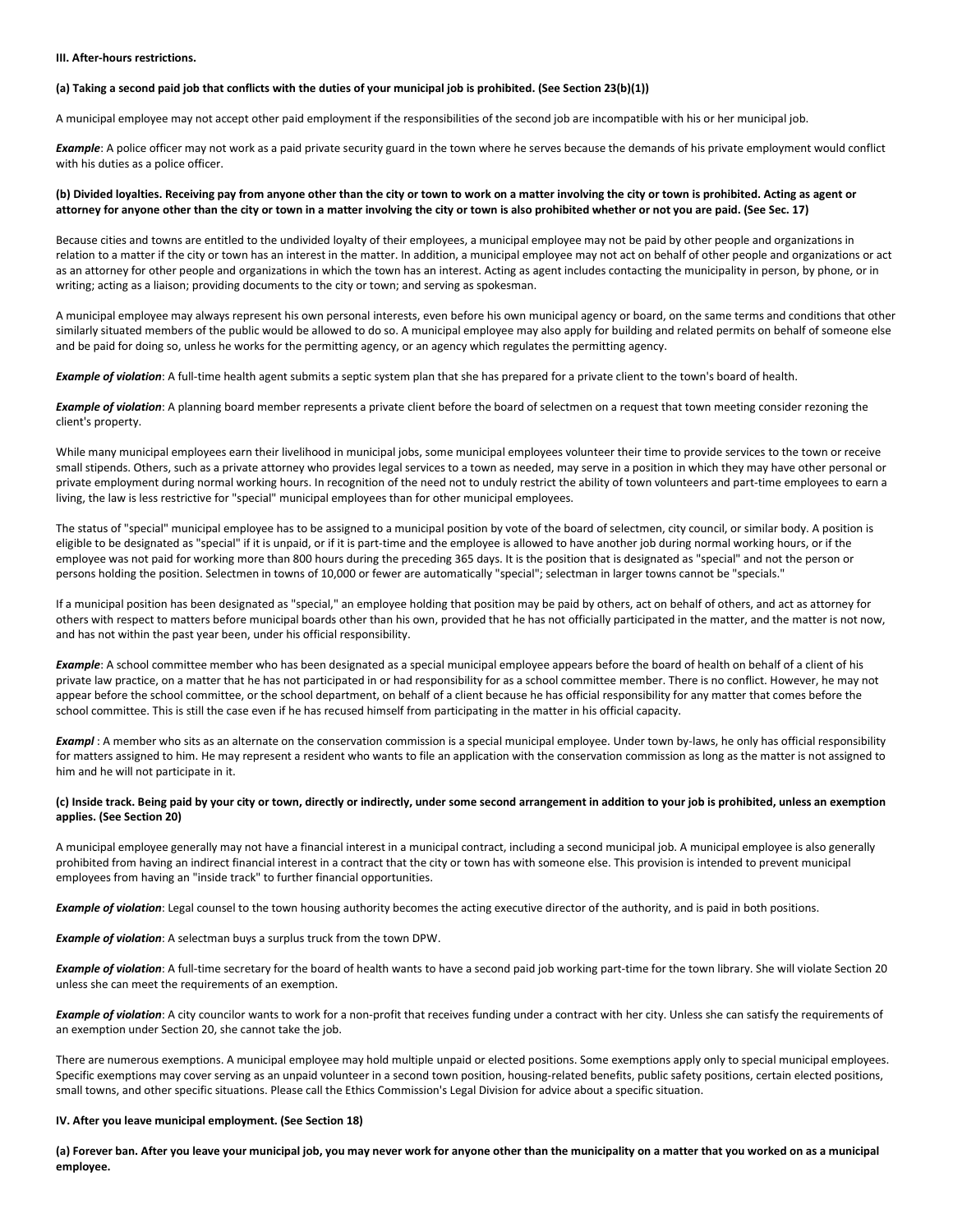### III. After-hours restrictions.

**(a) Taking a second paid job that conflicts with the duties of your municipal job is prohibited. (See Section 23(b)(1))**

A municipal employee may not accept other paid employment if the responsibilities of the second job are incompatible with his or her municipal job.

***Example***: A police officer may not work as a paid private security guard in the town where he serves because the demands of his private employment would conflict with his duties as a police officer.

**(b) Divided loyalties. Receiving pay from anyone other than the city or town to work on a matter involving the city or town is prohibited. Acting as agent or attorney for anyone other than the city or town in a matter involving the city or town is also prohibited whether or not you are paid. (See Sec. 17)**

Because cities and towns are entitled to the undivided loyalty of their employees, a municipal employee may not be paid by other people and organizations in relation to a matter if the city or town has an interest in the matter. In addition, a municipal employee may not act on behalf of other people and organizations or act as an attorney for other people and organizations in which the town has an interest. Acting as agent includes contacting the municipality in person, by phone, or in writing; acting as a liaison; providing documents to the city or town; and serving as spokesman.

A municipal employee may always represent his own personal interests, even before his own municipal agency or board, on the same terms and conditions that other similarly situated members of the public would be allowed to do so. A municipal employee may also apply for building and related permits on behalf of someone else and be paid for doing so, unless he works for the permitting agency, or an agency which regulates the permitting agency.

***Example of violation***: A full-time health agent submits a septic system plan that she has prepared for a private client to the town's board of health.

***Example of violation***: A planning board member represents a private client before the board of selectmen on a request that town meeting consider rezoning the client's property.

While many municipal employees earn their livelihood in municipal jobs, some municipal employees volunteer their time to provide services to the town or receive small stipends. Others, such as a private attorney who provides legal services to a town as needed, may serve in a position in which they may have other personal or private employment during normal working hours. In recognition of the need not to unduly restrict the ability of town volunteers and part-time employees to earn a living, the law is less restrictive for "special" municipal employees than for other municipal employees.

The status of "special" municipal employee has to be assigned to a municipal position by vote of the board of selectmen, city council, or similar body. A position is eligible to be designated as "special" if it is unpaid, or if it is part-time and the employee is allowed to have another job during normal working hours, or if the employee was not paid for working more than 800 hours during the preceding 365 days. It is the position that is designated as "special" and not the person or persons holding the position. Selectmen in towns of 10,000 or fewer are automatically "special"; selectman in larger towns cannot be "specials."

If a municipal position has been designated as "special," an employee holding that position may be paid by others, act on behalf of others, and act as attorney for others with respect to matters before municipal boards other than his own, provided that he has not officially participated in the matter, and the matter is not now, and has not within the past year been, under his official responsibility.

***Example***: A school committee member who has been designated as a special municipal employee appears before the board of health on behalf of a client of his private law practice, on a matter that he has not participated in or had responsibility for as a school committee member. There is no conflict. However, he may not appear before the school committee, or the school department, on behalf of a client because he has official responsibility for any matter that comes before the school committee. This is still the case even if he has recused himself from participating in the matter in his official capacity.

***Exampl*** : A member who sits as an alternate on the conservation commission is a special municipal employee. Under town by-laws, he only has official responsibility for matters assigned to him. He may represent a resident who wants to file an application with the conservation commission as long as the matter is not assigned to him and he will not participate in it.

**(c) Inside track. Being paid by your city or town, directly or indirectly, under some second arrangement in addition to your job is prohibited, unless an exemption applies. (See Section 20)**

A municipal employee generally may not have a financial interest in a municipal contract, including a second municipal job. A municipal employee is also generally prohibited from having an indirect financial interest in a contract that the city or town has with someone else. This provision is intended to prevent municipal employees from having an "inside track" to further financial opportunities.

***Example of violation***: Legal counsel to the town housing authority becomes the acting executive director of the authority, and is paid in both positions.

***Example of violation***: A selectman buys a surplus truck from the town DPW.

***Example of violation***: A full-time secretary for the board of health wants to have a second paid job working part-time for the town library. She will violate Section 20 unless she can meet the requirements of an exemption.

***Example of violation***: A city councilor wants to work for a non-profit that receives funding under a contract with her city. Unless she can satisfy the requirements of an exemption under Section 20, she cannot take the job.

There are numerous exemptions. A municipal employee may hold multiple unpaid or elected positions. Some exemptions apply only to special municipal employees. Specific exemptions may cover serving as an unpaid volunteer in a second town position, housing-related benefits, public safety positions, certain elected positions, small towns, and other specific situations. Please call the Ethics Commission's Legal Division for advice about a specific situation.

### IV. After you leave municipal employment. (See Section 18)

**(a) Forever ban. After you leave your municipal job, you may never work for anyone other than the municipality on a matter that you worked on as a municipal employee.**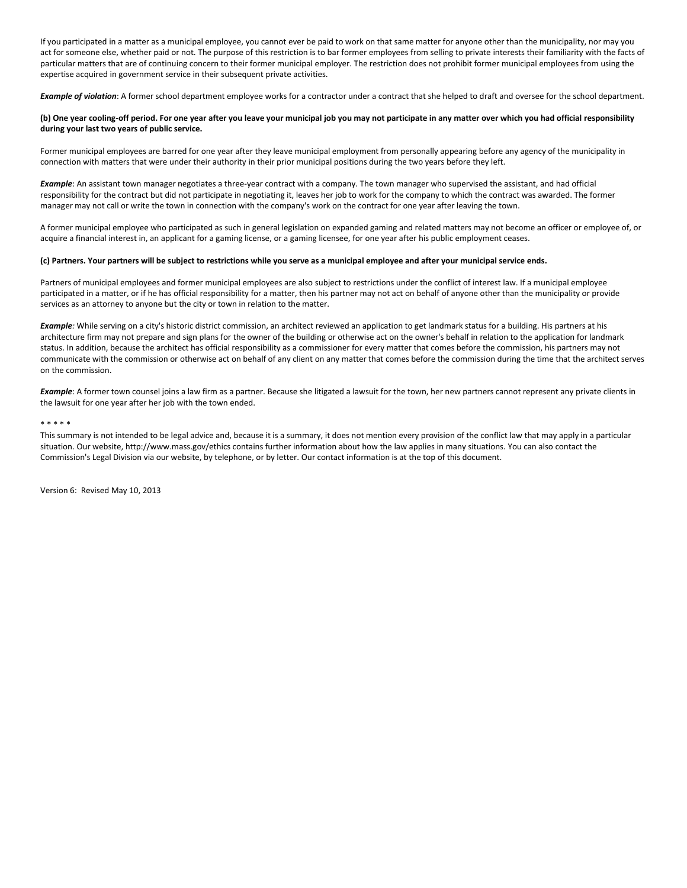If you participated in a matter as a municipal employee, you cannot ever be paid to work on that same matter for anyone other than the municipality, nor may you act for someone else, whether paid or not. The purpose of this restriction is to bar former employees from selling to private interests their familiarity with the facts of particular matters that are of continuing concern to their former municipal employer. The restriction does not prohibit former municipal employees from using the expertise acquired in government service in their subsequent private activities.

***Example of violation***: A former school department employee works for a contractor under a contract that she helped to draft and oversee for the school department.

**(b) One year cooling-off period. For one year after you leave your municipal job you may not participate in any matter over which you had official responsibility during your last two years of public service.**

Former municipal employees are barred for one year after they leave municipal employment from personally appearing before any agency of the municipality in connection with matters that were under their authority in their prior municipal positions during the two years before they left.

***Example***: An assistant town manager negotiates a three-year contract with a company. The town manager who supervised the assistant, and had official responsibility for the contract but did not participate in negotiating it, leaves her job to work for the company to which the contract was awarded. The former manager may not call or write the town in connection with the company's work on the contract for one year after leaving the town.

A former municipal employee who participated as such in general legislation on expanded gaming and related matters may not become an officer or employee of, or acquire a financial interest in, an applicant for a gaming license, or a gaming licensee, for one year after his public employment ceases.

**(c) Partners. Your partners will be subject to restrictions while you serve as a municipal employee and after your municipal service ends.**

Partners of municipal employees and former municipal employees are also subject to restrictions under the conflict of interest law. If a municipal employee participated in a matter, or if he has official responsibility for a matter, then his partner may not act on behalf of anyone other than the municipality or provide services as an attorney to anyone but the city or town in relation to the matter.

***Example****:* While serving on a city's historic district commission, an architect reviewed an application to get landmark status for a building. His partners at his architecture firm may not prepare and sign plans for the owner of the building or otherwise act on the owner's behalf in relation to the application for landmark status. In addition, because the architect has official responsibility as a commissioner for every matter that comes before the commission, his partners may not communicate with the commission or otherwise act on behalf of any client on any matter that comes before the commission during the time that the architect serves on the commission.

***Example***: A former town counsel joins a law firm as a partner. Because she litigated a lawsuit for the town, her new partners cannot represent any private clients in the lawsuit for one year after her job with the town ended.

\* \* \* \* \*

This summary is not intended to be legal advice and, because it is a summary, it does not mention every provision of the conflict law that may apply in a particular situation. Our website, http://www.mass.gov/ethics contains further information about how the law applies in many situations. You can also contact the Commission's Legal Division via our website, by telephone, or by letter. Our contact information is at the top of this document.

Version 6: Revised May 10, 2013